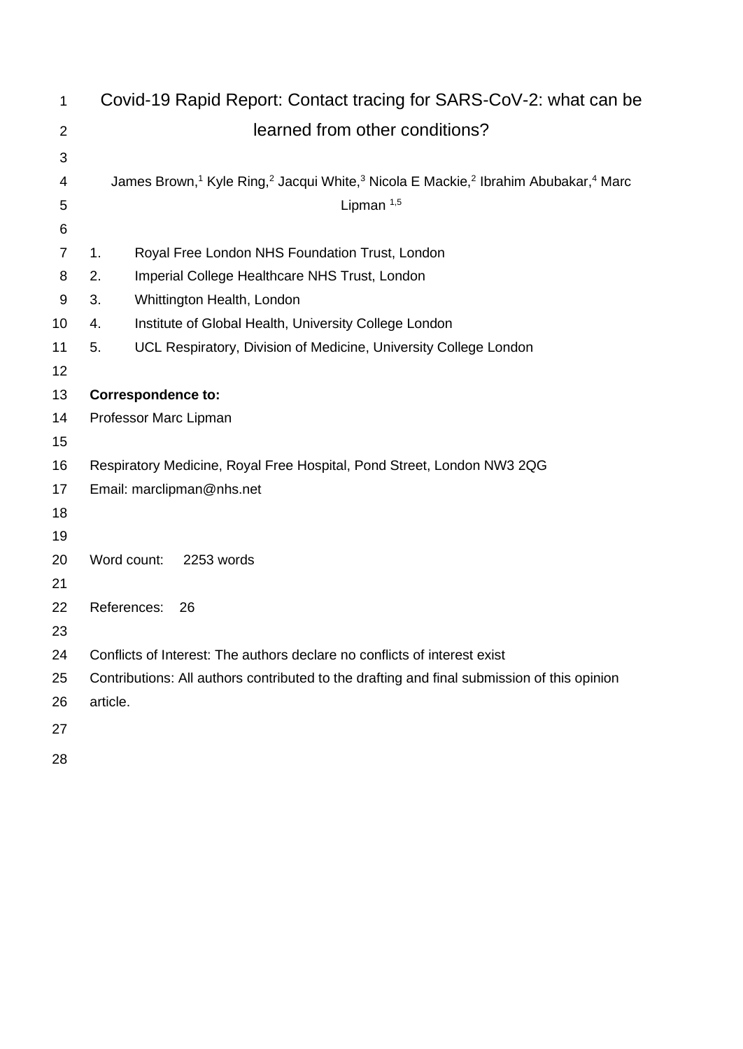# Covid-19 Rapid Report: Contact tracing for SARS-CoV-2: what can be learned from other conditions?

James Brown,[1] Kyle Ring,[2] Jacqui White,[3] Nicola E Mackie,[2] Ibrahim Abubakar,[4] Marc Lipman [1,5]

1. Royal Free London NHS Foundation Trust, London
2. Imperial College Healthcare NHS Trust, London
3. Whittington Health, London
4. Institute of Global Health, University College London
5. UCL Respiratory, Division of Medicine, University College London

**Correspondence to:**

Professor Marc Lipman

Respiratory Medicine, Royal Free Hospital, Pond Street, London NW3 2QG

Email: marclipman@nhs.net

Word count: 2253 words

References: 26

Conflicts of Interest: The authors declare no conflicts of interest exist

Contributions: All authors contributed to the drafting and final submission of this opinion article.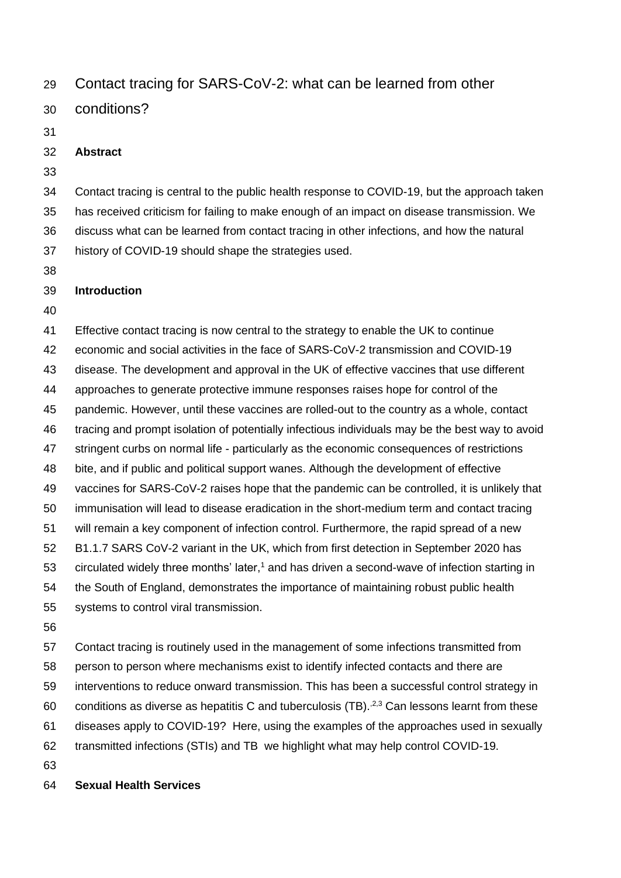# Contact tracing for SARS-CoV-2: what can be learned from other conditions?

**Abstract**

Contact tracing is central to the public health response to COVID-19, but the approach taken has received criticism for failing to make enough of an impact on disease transmission. We discuss what can be learned from contact tracing in other infections, and how the natural history of COVID-19 should shape the strategies used.

**Introduction**

Effective contact tracing is now central to the strategy to enable the UK to continue economic and social activities in the face of SARS-CoV-2 transmission and COVID-19 disease. The development and approval in the UK of effective vaccines that use different approaches to generate protective immune responses raises hope for control of the pandemic. However, until these vaccines are rolled-out to the country as a whole, contact tracing and prompt isolation of potentially infectious individuals may be the best way to avoid stringent curbs on normal life - particularly as the economic consequences of restrictions bite, and if public and political support wanes. Although the development of effective vaccines for SARS-CoV-2 raises hope that the pandemic can be controlled, it is unlikely that immunisation will lead to disease eradication in the short-medium term and contact tracing will remain a key component of infection control. Furthermore, the rapid spread of a new B1.1.7 SARS CoV-2 variant in the UK, which from first detection in September 2020 has circulated widely three months' later,[1] and has driven a second-wave of infection starting in the South of England, demonstrates the importance of maintaining robust public health systems to control viral transmission.

Contact tracing is routinely used in the management of some infections transmitted from person to person where mechanisms exist to identify infected contacts and there are interventions to reduce onward transmission. This has been a successful control strategy in conditions as diverse as hepatitis C and tuberculosis (TB).[,2,3] Can lessons learnt from these diseases apply to COVID-19? Here, using the examples of the approaches used in sexually transmitted infections (STIs) and TB we highlight what may help control COVID-19.

**Sexual Health Services**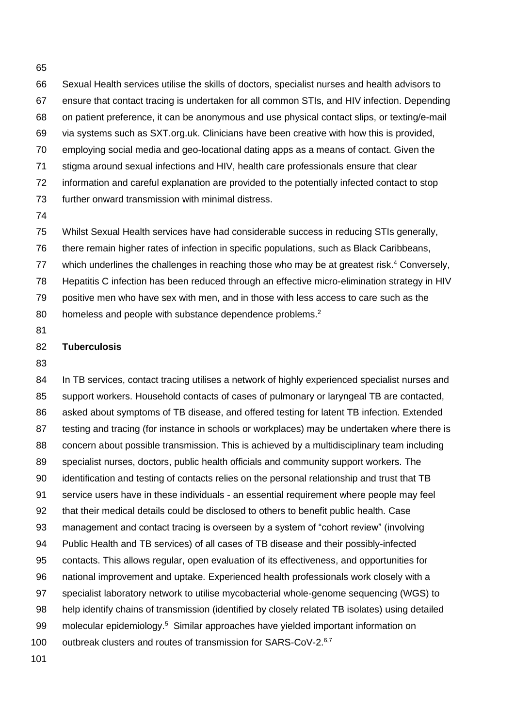Sexual Health services utilise the skills of doctors, specialist nurses and health advisors to ensure that contact tracing is undertaken for all common STIs, and HIV infection. Depending on patient preference, it can be anonymous and use physical contact slips, or texting/e-mail via systems such as SXT.org.uk. Clinicians have been creative with how this is provided, employing social media and geo-locational dating apps as a means of contact. Given the stigma around sexual infections and HIV, health care professionals ensure that clear information and careful explanation are provided to the potentially infected contact to stop further onward transmission with minimal distress.

Whilst Sexual Health services have had considerable success in reducing STIs generally, there remain higher rates of infection in specific populations, such as Black Caribbeans, which underlines the challenges in reaching those who may be at greatest risk.[4] Conversely, Hepatitis C infection has been reduced through an effective micro-elimination strategy in HIV positive men who have sex with men, and in those with less access to care such as the homeless and people with substance dependence problems.[2]

**Tuberculosis**

In TB services, contact tracing utilises a network of highly experienced specialist nurses and support workers. Household contacts of cases of pulmonary or laryngeal TB are contacted, asked about symptoms of TB disease, and offered testing for latent TB infection. Extended testing and tracing (for instance in schools or workplaces) may be undertaken where there is concern about possible transmission. This is achieved by a multidisciplinary team including specialist nurses, doctors, public health officials and community support workers. The identification and testing of contacts relies on the personal relationship and trust that TB service users have in these individuals - an essential requirement where people may feel that their medical details could be disclosed to others to benefit public health. Case management and contact tracing is overseen by a system of "cohort review" (involving Public Health and TB services) of all cases of TB disease and their possibly-infected contacts. This allows regular, open evaluation of its effectiveness, and opportunities for national improvement and uptake. Experienced health professionals work closely with a specialist laboratory network to utilise mycobacterial whole-genome sequencing (WGS) to help identify chains of transmission (identified by closely related TB isolates) using detailed molecular epidemiology.[5] Similar approaches have yielded important information on outbreak clusters and routes of transmission for SARS-CoV-2.[6,7]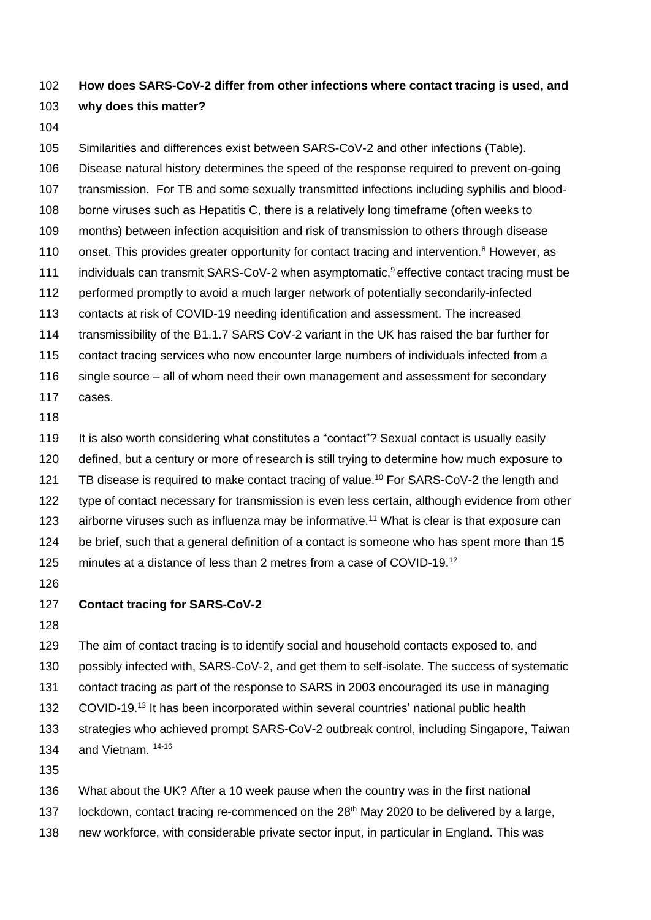**How does SARS-CoV-2 differ from other infections where contact tracing is used, and why does this matter?**

Similarities and differences exist between SARS-CoV-2 and other infections (Table). Disease natural history determines the speed of the response required to prevent on-going transmission. For TB and some sexually transmitted infections including syphilis and blood-borne viruses such as Hepatitis C, there is a relatively long timeframe (often weeks to months) between infection acquisition and risk of transmission to others through disease onset. This provides greater opportunity for contact tracing and intervention.[8] However, as individuals can transmit SARS-CoV-2 when asymptomatic,[9] effective contact tracing must be performed promptly to avoid a much larger network of potentially secondarily-infected contacts at risk of COVID-19 needing identification and assessment. The increased transmissibility of the B1.1.7 SARS CoV-2 variant in the UK has raised the bar further for contact tracing services who now encounter large numbers of individuals infected from a single source – all of whom need their own management and assessment for secondary cases.

It is also worth considering what constitutes a "contact"? Sexual contact is usually easily defined, but a century or more of research is still trying to determine how much exposure to TB disease is required to make contact tracing of value.[10] For SARS-CoV-2 the length and type of contact necessary for transmission is even less certain, although evidence from other airborne viruses such as influenza may be informative.[11] What is clear is that exposure can be brief, such that a general definition of a contact is someone who has spent more than 15 minutes at a distance of less than 2 metres from a case of COVID-19.[12]

**Contact tracing for SARS-CoV-2**

The aim of contact tracing is to identify social and household contacts exposed to, and possibly infected with, SARS-CoV-2, and get them to self-isolate. The success of systematic contact tracing as part of the response to SARS in 2003 encouraged its use in managing COVID-19.[13] It has been incorporated within several countries' national public health strategies who achieved prompt SARS-CoV-2 outbreak control, including Singapore, Taiwan and Vietnam. [14-16]

What about the UK? After a 10 week pause when the country was in the first national lockdown, contact tracing re-commenced on the 28th May 2020 to be delivered by a large, new workforce, with considerable private sector input, in particular in England. This was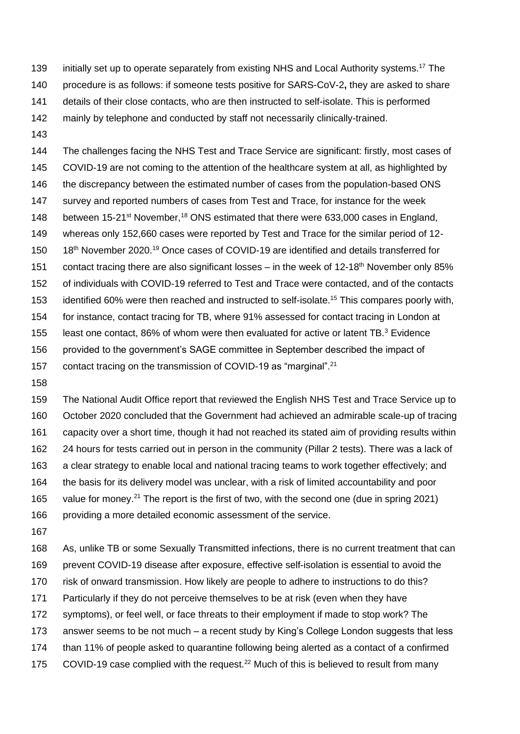initially set up to operate separately from existing NHS and Local Authority systems.[17] The procedure is as follows: if someone tests positive for SARS-CoV-2**,** they are asked to share details of their close contacts, who are then instructed to self-isolate. This is performed mainly by telephone and conducted by staff not necessarily clinically-trained.

The challenges facing the NHS Test and Trace Service are significant: firstly, most cases of COVID-19 are not coming to the attention of the healthcare system at all, as highlighted by the discrepancy between the estimated number of cases from the population-based ONS survey and reported numbers of cases from Test and Trace, for instance for the week between 15-21st November,[18] ONS estimated that there were 633,000 cases in England, whereas only 152,660 cases were reported by Test and Trace for the similar period of 12-18th November 2020.[19] Once cases of COVID-19 are identified and details transferred for contact tracing there are also significant losses – in the week of 12-18th November only 85% of individuals with COVID-19 referred to Test and Trace were contacted, and of the contacts identified 60% were then reached and instructed to self-isolate.[15] This compares poorly with, for instance, contact tracing for TB, where 91% assessed for contact tracing in London at least one contact, 86% of whom were then evaluated for active or latent TB.[3] Evidence provided to the government's SAGE committee in September described the impact of contact tracing on the transmission of COVID-19 as "marginal".[21]

The National Audit Office report that reviewed the English NHS Test and Trace Service up to October 2020 concluded that the Government had achieved an admirable scale-up of tracing capacity over a short time, though it had not reached its stated aim of providing results within 24 hours for tests carried out in person in the community (Pillar 2 tests). There was a lack of a clear strategy to enable local and national tracing teams to work together effectively; and the basis for its delivery model was unclear, with a risk of limited accountability and poor value for money.[21] The report is the first of two, with the second one (due in spring 2021) providing a more detailed economic assessment of the service.

As, unlike TB or some Sexually Transmitted infections, there is no current treatment that can prevent COVID-19 disease after exposure, effective self-isolation is essential to avoid the risk of onward transmission. How likely are people to adhere to instructions to do this? Particularly if they do not perceive themselves to be at risk (even when they have symptoms), or feel well, or face threats to their employment if made to stop work? The answer seems to be not much – a recent study by King's College London suggests that less than 11% of people asked to quarantine following being alerted as a contact of a confirmed COVID-19 case complied with the request.[22] Much of this is believed to result from many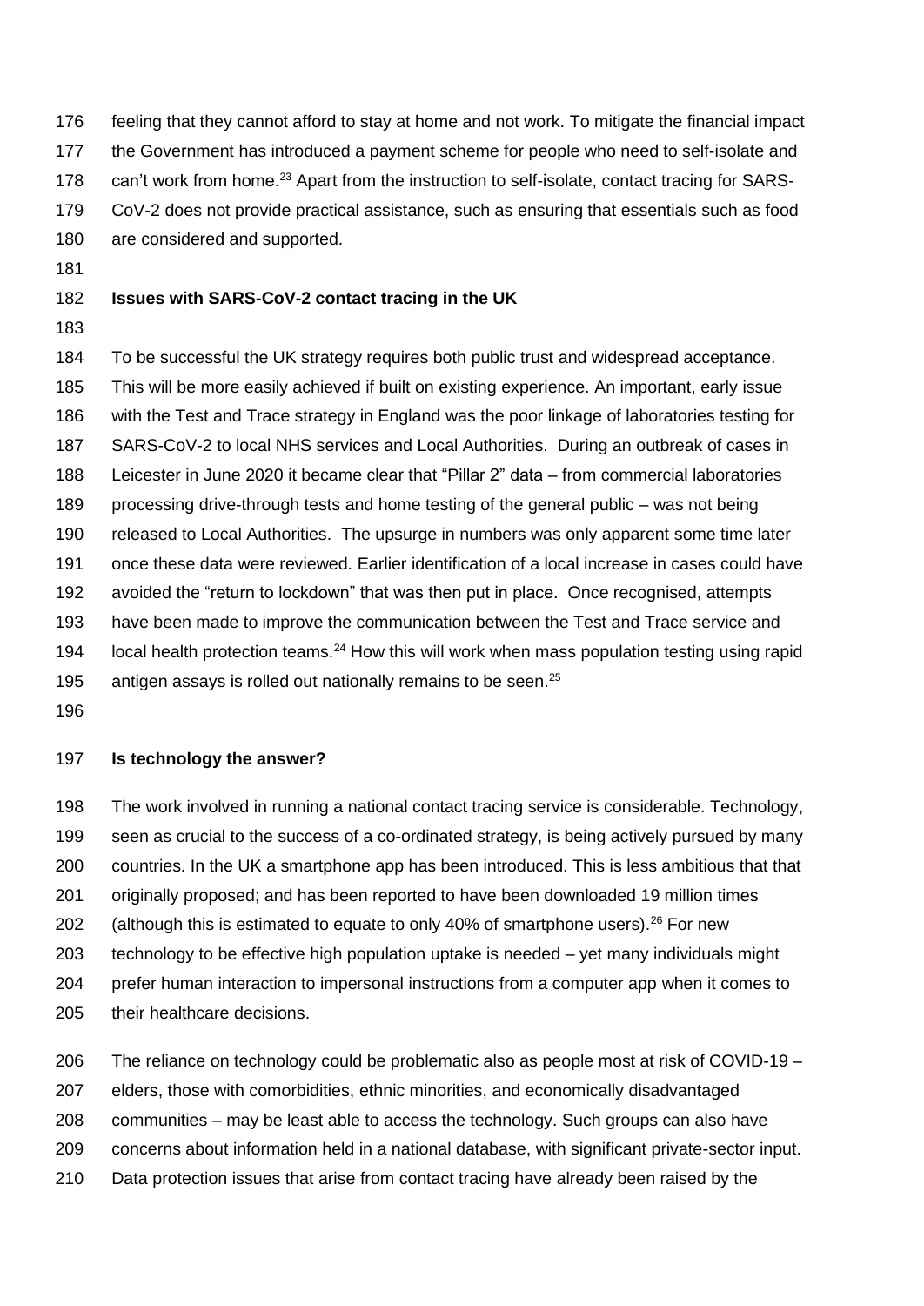feeling that they cannot afford to stay at home and not work. To mitigate the financial impact the Government has introduced a payment scheme for people who need to self-isolate and can't work from home.[23] Apart from the instruction to self-isolate, contact tracing for SARS-CoV-2 does not provide practical assistance, such as ensuring that essentials such as food are considered and supported.

**Issues with SARS-CoV-2 contact tracing in the UK**

To be successful the UK strategy requires both public trust and widespread acceptance. This will be more easily achieved if built on existing experience. An important, early issue with the Test and Trace strategy in England was the poor linkage of laboratories testing for SARS-CoV-2 to local NHS services and Local Authorities. During an outbreak of cases in Leicester in June 2020 it became clear that "Pillar 2" data – from commercial laboratories processing drive-through tests and home testing of the general public – was not being released to Local Authorities. The upsurge in numbers was only apparent some time later once these data were reviewed. Earlier identification of a local increase in cases could have avoided the "return to lockdown" that was then put in place. Once recognised, attempts have been made to improve the communication between the Test and Trace service and local health protection teams.[24] How this will work when mass population testing using rapid antigen assays is rolled out nationally remains to be seen.[25]

**Is technology the answer?**

The work involved in running a national contact tracing service is considerable. Technology, seen as crucial to the success of a co-ordinated strategy, is being actively pursued by many countries. In the UK a smartphone app has been introduced. This is less ambitious that that originally proposed; and has been reported to have been downloaded 19 million times (although this is estimated to equate to only 40% of smartphone users).[26] For new technology to be effective high population uptake is needed – yet many individuals might prefer human interaction to impersonal instructions from a computer app when it comes to their healthcare decisions.

The reliance on technology could be problematic also as people most at risk of COVID-19 – elders, those with comorbidities, ethnic minorities, and economically disadvantaged communities – may be least able to access the technology. Such groups can also have concerns about information held in a national database, with significant private-sector input. Data protection issues that arise from contact tracing have already been raised by the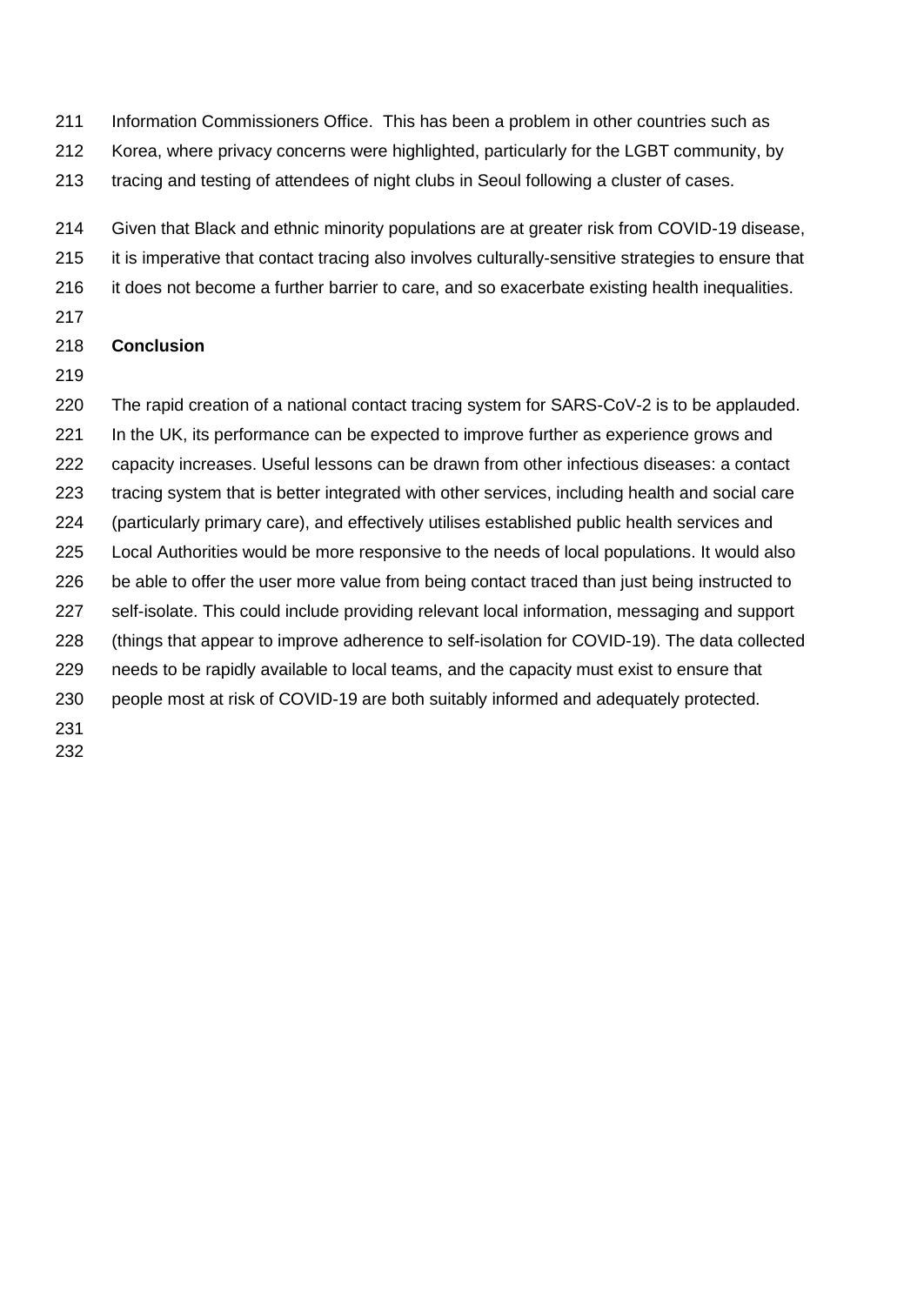Information Commissioners Office.  This has been a problem in other countries such as Korea, where privacy concerns were highlighted, particularly for the LGBT community, by tracing and testing of attendees of night clubs in Seoul following a cluster of cases.

Given that Black and ethnic minority populations are at greater risk from COVID-19 disease, it is imperative that contact tracing also involves culturally-sensitive strategies to ensure that it does not become a further barrier to care, and so exacerbate existing health inequalities.

## Conclusion

The rapid creation of a national contact tracing system for SARS-CoV-2 is to be applauded. In the UK, its performance can be expected to improve further as experience grows and capacity increases. Useful lessons can be drawn from other infectious diseases: a contact tracing system that is better integrated with other services, including health and social care (particularly primary care), and effectively utilises established public health services and Local Authorities would be more responsive to the needs of local populations. It would also be able to offer the user more value from being contact traced than just being instructed to self-isolate. This could include providing relevant local information, messaging and support (things that appear to improve adherence to self-isolation for COVID-19). The data collected needs to be rapidly available to local teams, and the capacity must exist to ensure that people most at risk of COVID-19 are both suitably informed and adequately protected.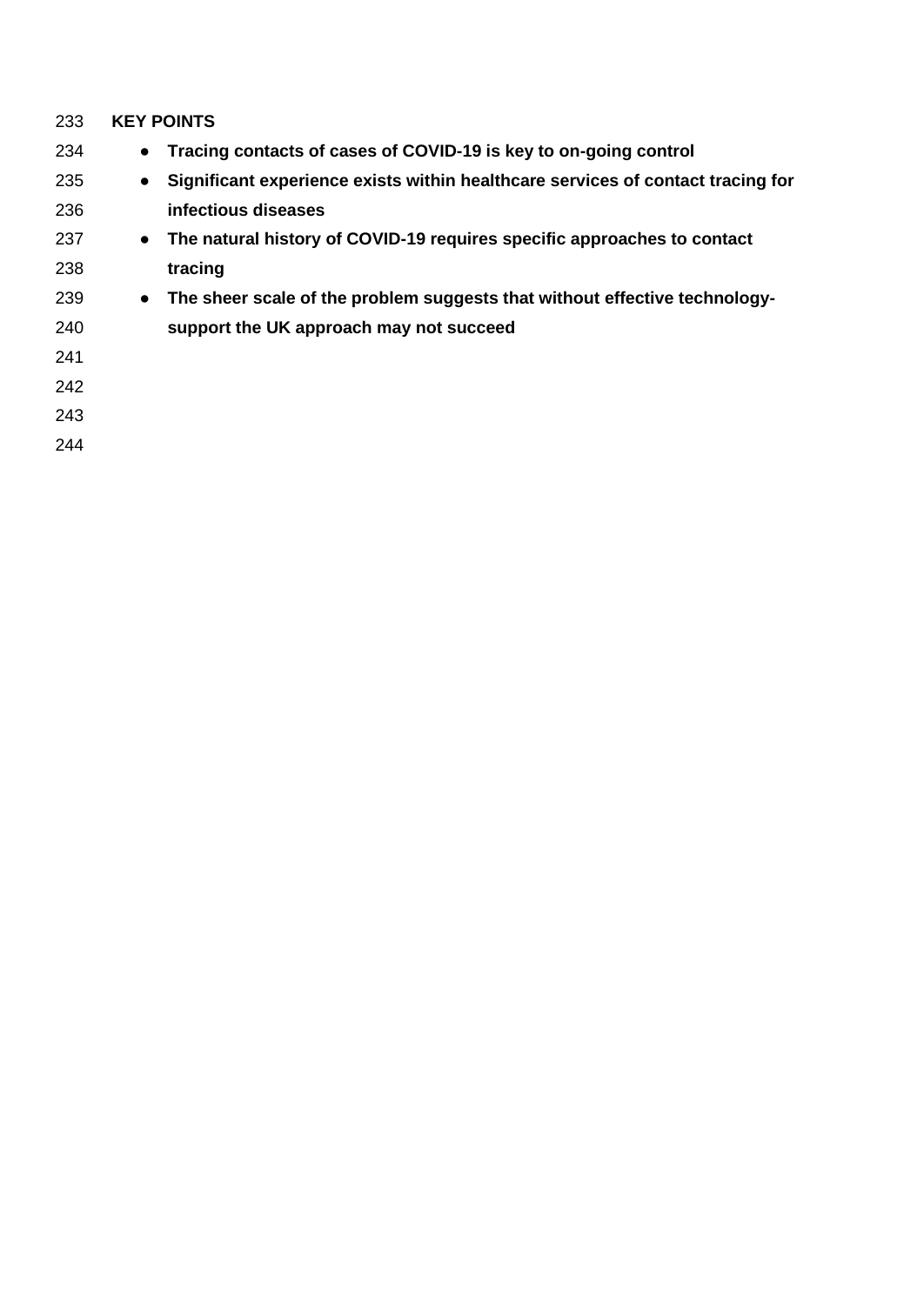**KEY POINTS**

- **Tracing contacts of cases of COVID-19 is key to on-going control**
- **Significant experience exists within healthcare services of contact tracing for infectious diseases**
- **The natural history of COVID-19 requires specific approaches to contact tracing**
- **The sheer scale of the problem suggests that without effective technology-support the UK approach may not succeed**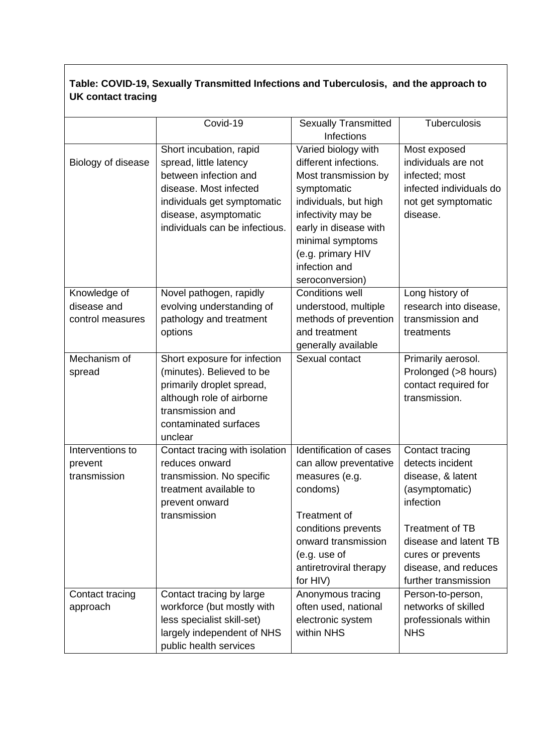**Table: COVID-19, Sexually Transmitted Infections and Tuberculosis, and the approach to UK contact tracing**

| | Covid-19 | Sexually Transmitted Infections | Tuberculosis |
|---|---|---|---|
| Biology of disease | Short incubation, rapid spread, little latency between infection and disease. Most infected individuals get symptomatic disease, asymptomatic individuals can be infectious. | Varied biology with different infections. Most transmission by symptomatic individuals, but high infectivity may be early in disease with minimal symptoms (e.g. primary HIV infection and seroconversion) | Most exposed individuals are not infected; most infected individuals do not get symptomatic disease. |
| Knowledge of disease and control measures | Novel pathogen, rapidly evolving understanding of pathology and treatment options | Conditions well understood, multiple methods of prevention and treatment generally available | Long history of research into disease, transmission and treatments |
| Mechanism of spread | Short exposure for infection (minutes). Believed to be primarily droplet spread, although role of airborne transmission and contaminated surfaces unclear | Sexual contact | Primarily aerosol. Prolonged (>8 hours) contact required for transmission. |
| Interventions to prevent transmission | Contact tracing with isolation reduces onward transmission. No specific treatment available to prevent onward transmission | Identification of cases can allow preventative measures (e.g. condoms)<br><br>Treatment of conditions prevents onward transmission (e.g. use of antiretroviral therapy for HIV) | Contact tracing detects incident disease, & latent (asymptomatic) infection<br><br>Treatment of TB disease and latent TB cures or prevents disease, and reduces further transmission |
| Contact tracing approach | Contact tracing by large workforce (but mostly with less specialist skill-set) largely independent of NHS public health services | Anonymous tracing often used, national electronic system within NHS | Person-to-person, networks of skilled professionals within NHS |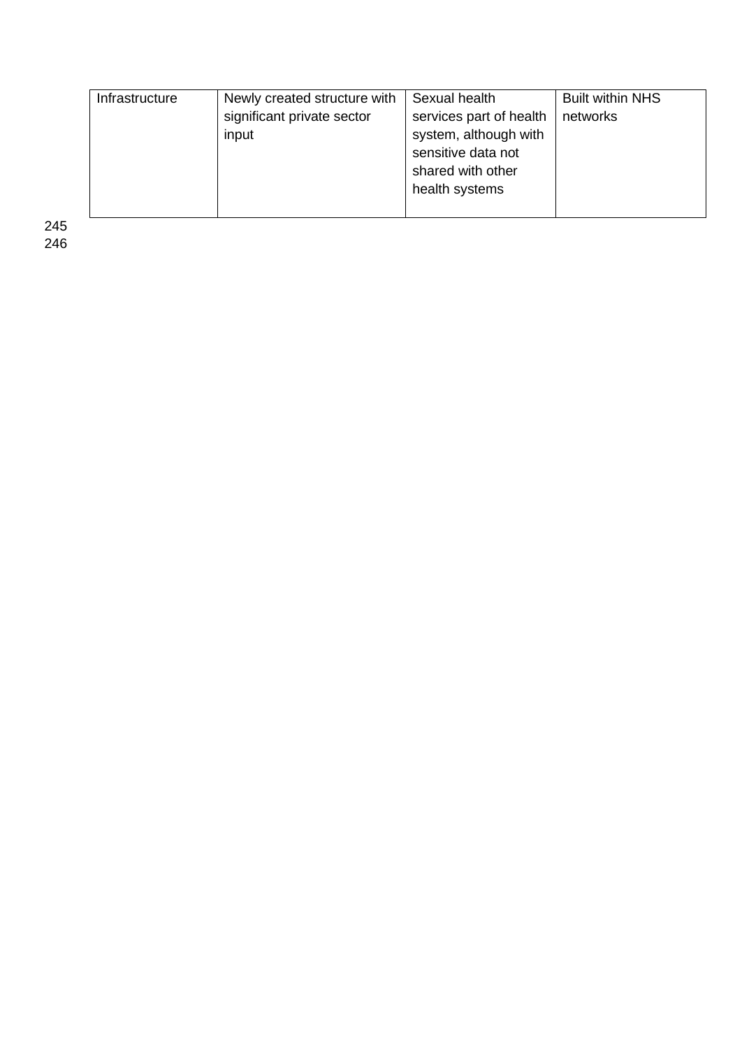| Infrastructure | Newly created structure with significant private sector input | Sexual health services part of health system, although with sensitive data not shared with other health systems | Built within NHS networks |
|---|---|---|---|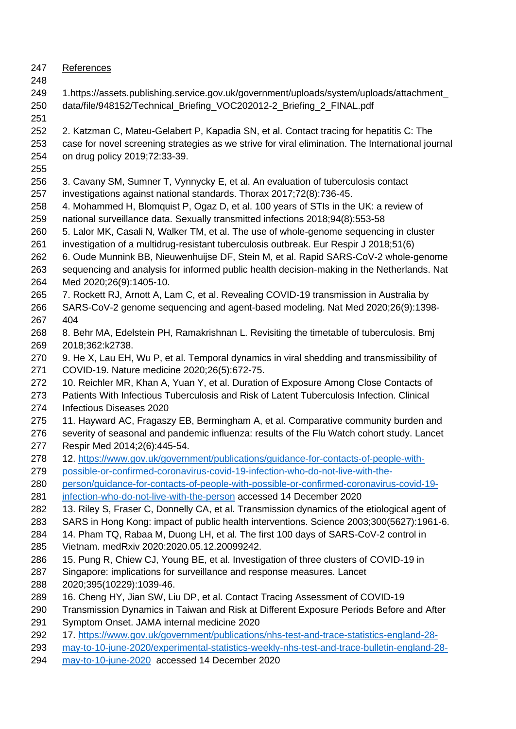## References

1. https://assets.publishing.service.gov.uk/government/uploads/system/uploads/attachment_data/file/948152/Technical_Briefing_VOC202012-2_Briefing_2_FINAL.pdf

2. Katzman C, Mateu-Gelabert P, Kapadia SN, et al. Contact tracing for hepatitis C: The case for novel screening strategies as we strive for viral elimination. The International journal on drug policy 2019;72:33-39.

3. Cavany SM, Sumner T, Vynnycky E, et al. An evaluation of tuberculosis contact investigations against national standards. Thorax 2017;72(8):736-45.
4. Mohammed H, Blomquist P, Ogaz D, et al. 100 years of STIs in the UK: a review of national surveillance data. Sexually transmitted infections 2018;94(8):553-58
5. Lalor MK, Casali N, Walker TM, et al. The use of whole-genome sequencing in cluster investigation of a multidrug-resistant tuberculosis outbreak. Eur Respir J 2018;51(6)
6. Oude Munnink BB, Nieuwenhuijse DF, Stein M, et al. Rapid SARS-CoV-2 whole-genome sequencing and analysis for informed public health decision-making in the Netherlands. Nat Med 2020;26(9):1405-10.
7. Rockett RJ, Arnott A, Lam C, et al. Revealing COVID-19 transmission in Australia by SARS-CoV-2 genome sequencing and agent-based modeling. Nat Med 2020;26(9):1398-404
8. Behr MA, Edelstein PH, Ramakrishnan L. Revisiting the timetable of tuberculosis. Bmj 2018;362:k2738.
9. He X, Lau EH, Wu P, et al. Temporal dynamics in viral shedding and transmissibility of COVID-19. Nature medicine 2020;26(5):672-75.
10. Reichler MR, Khan A, Yuan Y, et al. Duration of Exposure Among Close Contacts of Patients With Infectious Tuberculosis and Risk of Latent Tuberculosis Infection. Clinical Infectious Diseases 2020
11. Hayward AC, Fragaszy EB, Bermingham A, et al. Comparative community burden and severity of seasonal and pandemic influenza: results of the Flu Watch cohort study. Lancet Respir Med 2014;2(6):445-54.
12. https://www.gov.uk/government/publications/guidance-for-contacts-of-people-with-possible-or-confirmed-coronavirus-covid-19-infection-who-do-not-live-with-the-person/guidance-for-contacts-of-people-with-possible-or-confirmed-coronavirus-covid-19-infection-who-do-not-live-with-the-person accessed 14 December 2020
13. Riley S, Fraser C, Donnelly CA, et al. Transmission dynamics of the etiological agent of SARS in Hong Kong: impact of public health interventions. Science 2003;300(5627):1961-6.
14. Pham TQ, Rabaa M, Duong LH, et al. The first 100 days of SARS-CoV-2 control in Vietnam. medRxiv 2020:2020.05.12.20099242.
15. Pung R, Chiew CJ, Young BE, et al. Investigation of three clusters of COVID-19 in Singapore: implications for surveillance and response measures. Lancet 2020;395(10229):1039-46.
16. Cheng HY, Jian SW, Liu DP, et al. Contact Tracing Assessment of COVID-19 Transmission Dynamics in Taiwan and Risk at Different Exposure Periods Before and After Symptom Onset. JAMA internal medicine 2020
17. https://www.gov.uk/government/publications/nhs-test-and-trace-statistics-england-28-may-to-10-june-2020/experimental-statistics-weekly-nhs-test-and-trace-bulletin-england-28-may-to-10-june-2020 accessed 14 December 2020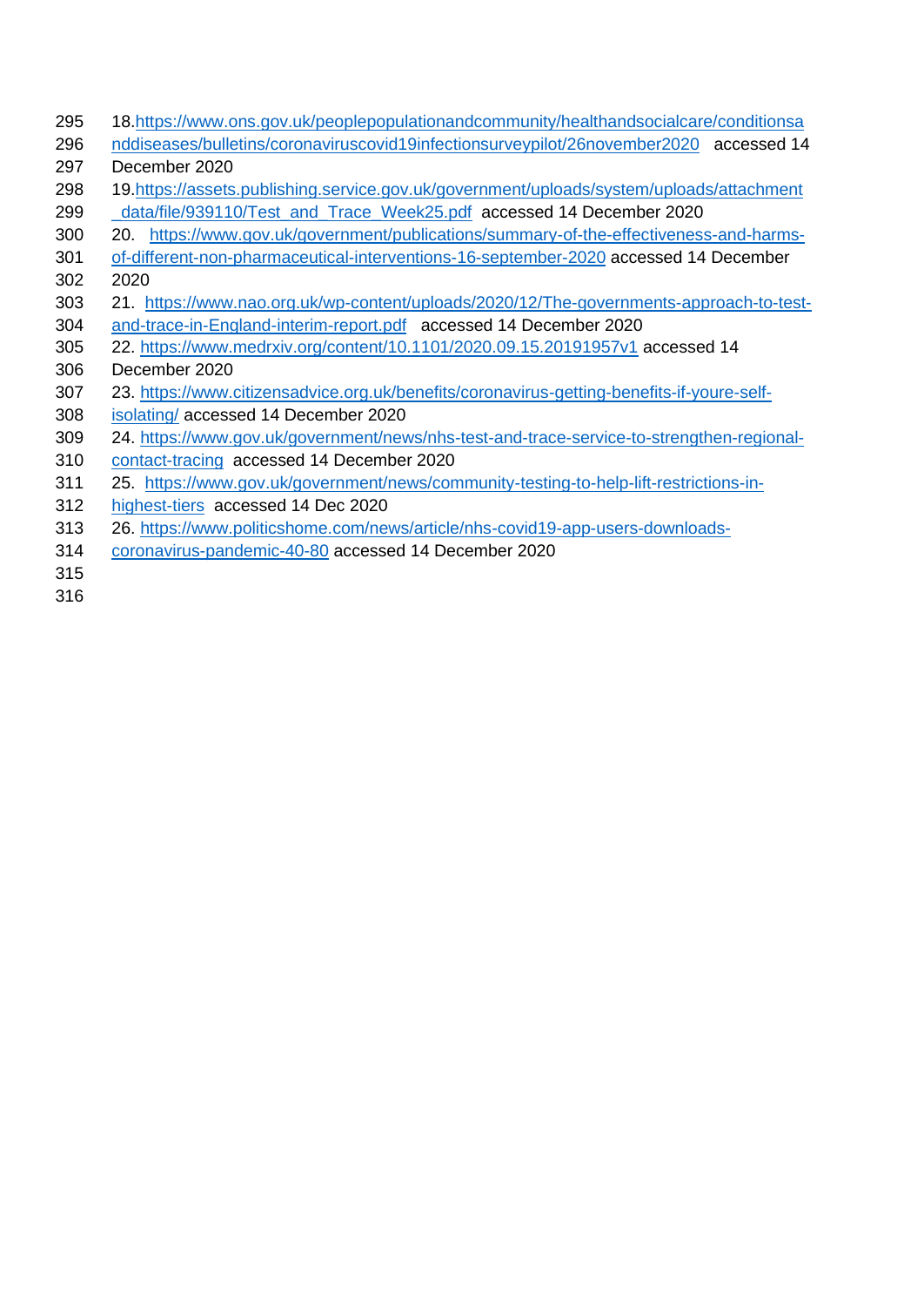18. https://www.ons.gov.uk/peoplepopulationandcommunity/healthandsocialcare/conditionsanddiseases/bulletins/coronaviruscovid19infectionsurveypilot/26november2020 accessed 14 December 2020

19. https://assets.publishing.service.gov.uk/government/uploads/system/uploads/attachment_data/file/939110/Test_and_Trace_Week25.pdf accessed 14 December 2020

20. https://www.gov.uk/government/publications/summary-of-the-effectiveness-and-harms-of-different-non-pharmaceutical-interventions-16-september-2020 accessed 14 December 2020

21. https://www.nao.org.uk/wp-content/uploads/2020/12/The-governments-approach-to-test-and-trace-in-England-interim-report.pdf accessed 14 December 2020

22. https://www.medrxiv.org/content/10.1101/2020.09.15.20191957v1 accessed 14 December 2020

23. https://www.citizensadvice.org.uk/benefits/coronavirus-getting-benefits-if-youre-self-isolating/ accessed 14 December 2020

24. https://www.gov.uk/government/news/nhs-test-and-trace-service-to-strengthen-regional-contact-tracing accessed 14 December 2020

25. https://www.gov.uk/government/news/community-testing-to-help-lift-restrictions-in-highest-tiers accessed 14 Dec 2020

26. https://www.politicshome.com/news/article/nhs-covid19-app-users-downloads-coronavirus-pandemic-40-80 accessed 14 December 2020